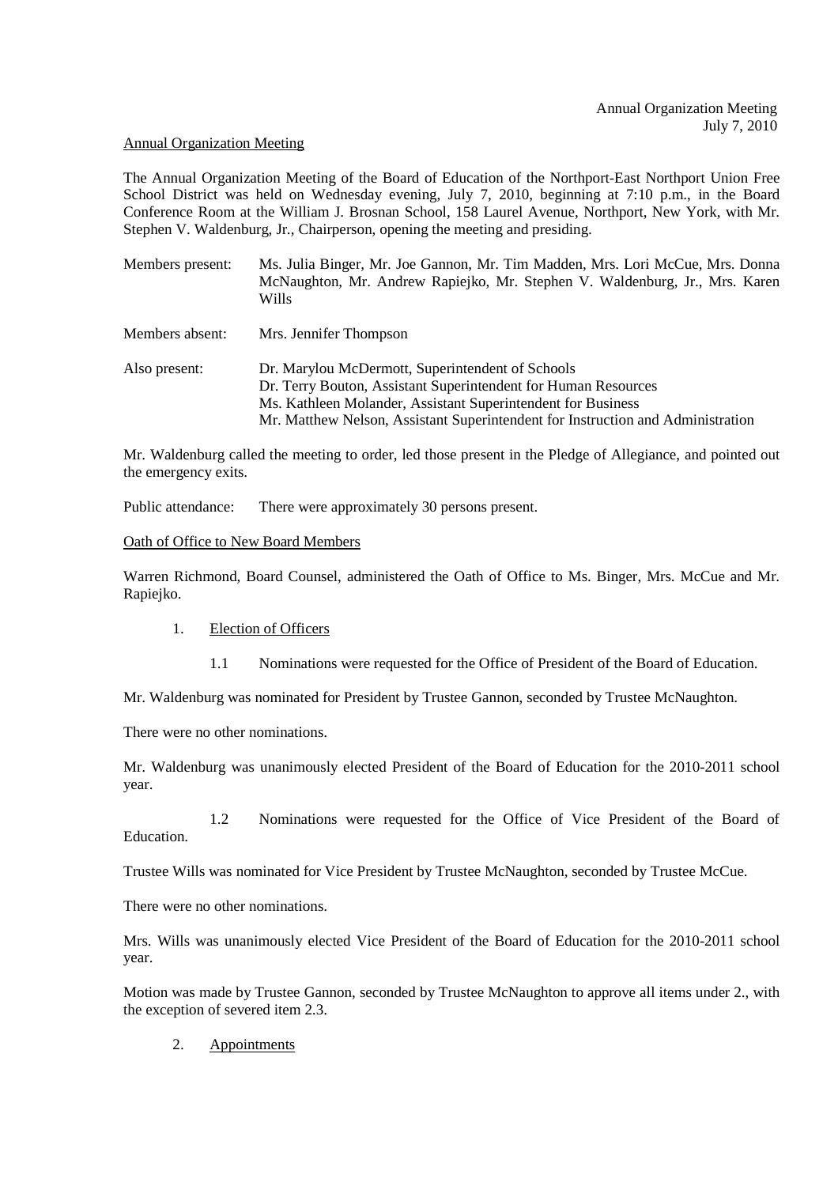## Annual Organization Meeting

The Annual Organization Meeting of the Board of Education of the Northport-East Northport Union Free School District was held on Wednesday evening, July 7, 2010, beginning at 7:10 p.m., in the Board Conference Room at the William J. Brosnan School, 158 Laurel Avenue, Northport, New York, with Mr. Stephen V. Waldenburg, Jr., Chairperson, opening the meeting and presiding.

Members present: Ms. Julia Binger, Mr. Joe Gannon, Mr. Tim Madden, Mrs. Lori McCue, Mrs. Donna McNaughton, Mr. Andrew Rapiejko, Mr. Stephen V. Waldenburg, Jr., Mrs. Karen Wills

Members absent: Mrs. Jennifer Thompson

Also present: Dr. Marylou McDermott, Superintendent of Schools
Dr. Terry Bouton, Assistant Superintendent for Human Resources
Ms. Kathleen Molander, Assistant Superintendent for Business
Mr. Matthew Nelson, Assistant Superintendent for Instruction and Administration

Mr. Waldenburg called the meeting to order, led those present in the Pledge of Allegiance, and pointed out the emergency exits.

Public attendance: There were approximately 30 persons present.

## Oath of Office to New Board Members

Warren Richmond, Board Counsel, administered the Oath of Office to Ms. Binger, Mrs. McCue and Mr. Rapiejko.

1. Election of Officers

   1.1 Nominations were requested for the Office of President of the Board of Education.

Mr. Waldenburg was nominated for President by Trustee Gannon, seconded by Trustee McNaughton.

There were no other nominations.

Mr. Waldenburg was unanimously elected President of the Board of Education for the 2010-2011 school year.

   1.2 Nominations were requested for the Office of Vice President of the Board of Education.

Trustee Wills was nominated for Vice President by Trustee McNaughton, seconded by Trustee McCue.

There were no other nominations.

Mrs. Wills was unanimously elected Vice President of the Board of Education for the 2010-2011 school year.

Motion was made by Trustee Gannon, seconded by Trustee McNaughton to approve all items under 2., with the exception of severed item 2.3.

2. Appointments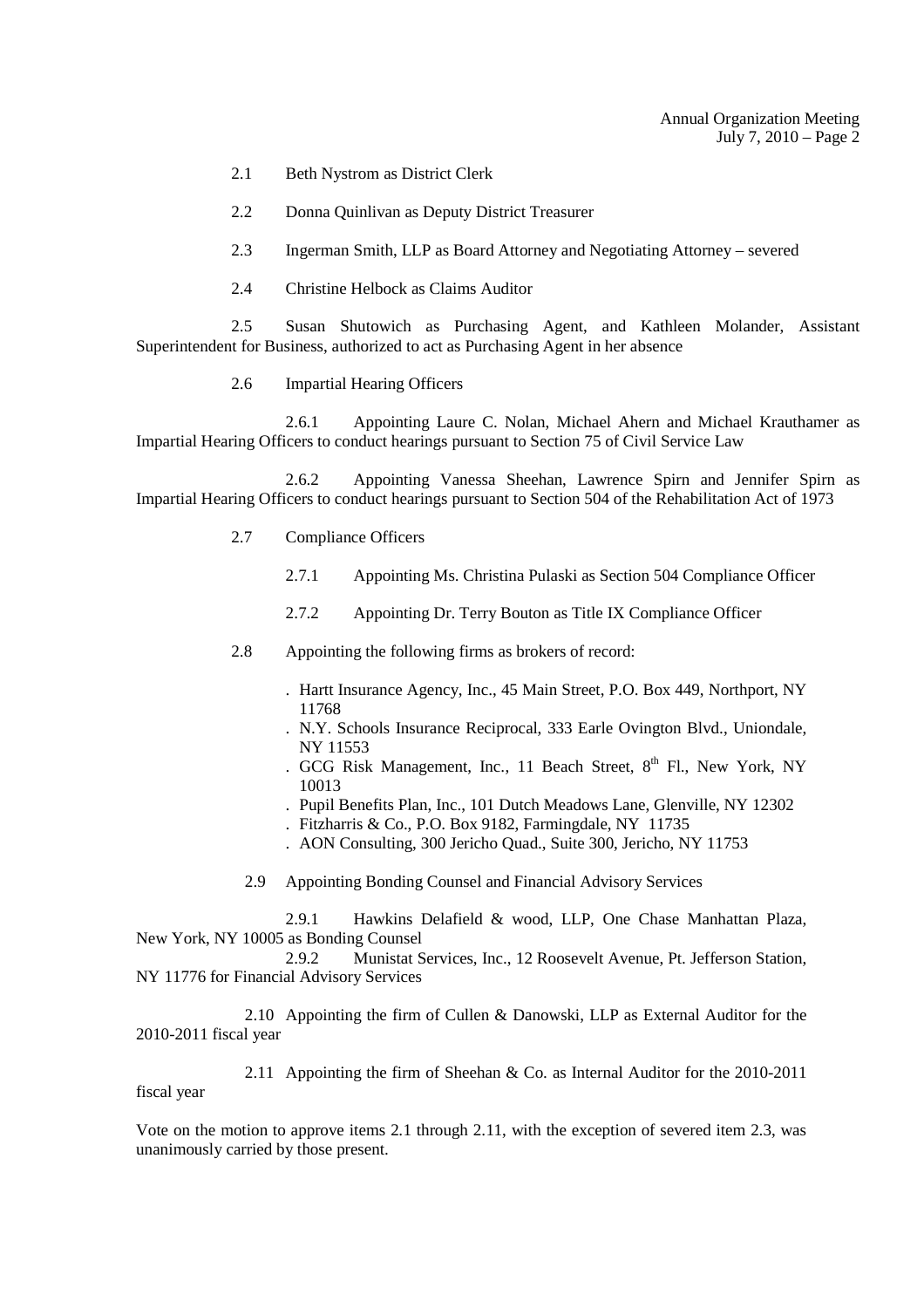2.1 Beth Nystrom as District Clerk

2.2 Donna Quinlivan as Deputy District Treasurer

2.3 Ingerman Smith, LLP as Board Attorney and Negotiating Attorney – severed

2.4 Christine Helbock as Claims Auditor

2.5 Susan Shutowich as Purchasing Agent, and Kathleen Molander, Assistant Superintendent for Business, authorized to act as Purchasing Agent in her absence

2.6 Impartial Hearing Officers

2.6.1 Appointing Laure C. Nolan, Michael Ahern and Michael Krauthamer as Impartial Hearing Officers to conduct hearings pursuant to Section 75 of Civil Service Law

2.6.2 Appointing Vanessa Sheehan, Lawrence Spirn and Jennifer Spirn as Impartial Hearing Officers to conduct hearings pursuant to Section 504 of the Rehabilitation Act of 1973

2.7 Compliance Officers

2.7.1 Appointing Ms. Christina Pulaski as Section 504 Compliance Officer

2.7.2 Appointing Dr. Terry Bouton as Title IX Compliance Officer

2.8 Appointing the following firms as brokers of record:

- Hartt Insurance Agency, Inc., 45 Main Street, P.O. Box 449, Northport, NY 11768
- N.Y. Schools Insurance Reciprocal, 333 Earle Ovington Blvd., Uniondale, NY 11553
- GCG Risk Management, Inc., 11 Beach Street, 8th Fl., New York, NY 10013
- Pupil Benefits Plan, Inc., 101 Dutch Meadows Lane, Glenville, NY 12302
- Fitzharris & Co., P.O. Box 9182, Farmingdale, NY 11735
- AON Consulting, 300 Jericho Quad., Suite 300, Jericho, NY 11753

2.9 Appointing Bonding Counsel and Financial Advisory Services

2.9.1 Hawkins Delafield & wood, LLP, One Chase Manhattan Plaza, New York, NY 10005 as Bonding Counsel

2.9.2 Munistat Services, Inc., 12 Roosevelt Avenue, Pt. Jefferson Station, NY 11776 for Financial Advisory Services

2.10 Appointing the firm of Cullen & Danowski, LLP as External Auditor for the 2010-2011 fiscal year

2.11 Appointing the firm of Sheehan & Co. as Internal Auditor for the 2010-2011 fiscal year

Vote on the motion to approve items 2.1 through 2.11, with the exception of severed item 2.3, was unanimously carried by those present.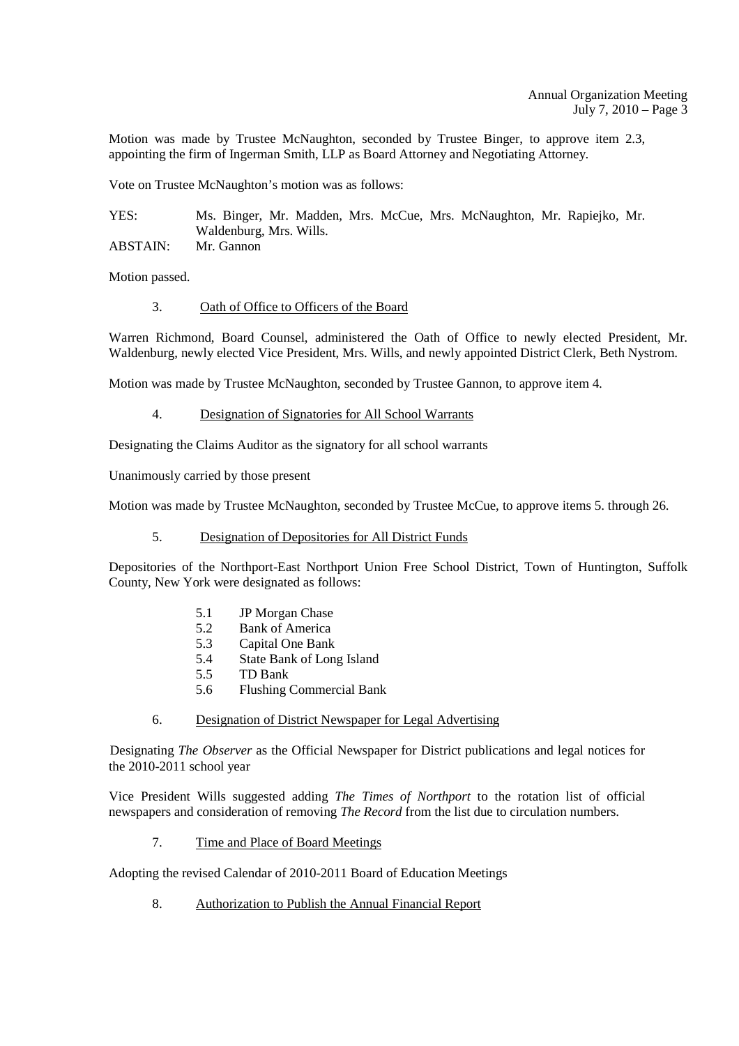Motion was made by Trustee McNaughton, seconded by Trustee Binger, to approve item 2.3, appointing the firm of Ingerman Smith, LLP as Board Attorney and Negotiating Attorney.

Vote on Trustee McNaughton's motion was as follows:

YES: Ms. Binger, Mr. Madden, Mrs. McCue, Mrs. McNaughton, Mr. Rapiejko, Mr. Waldenburg, Mrs. Wills.
ABSTAIN: Mr. Gannon

Motion passed.

3. Oath of Office to Officers of the Board

Warren Richmond, Board Counsel, administered the Oath of Office to newly elected President, Mr. Waldenburg, newly elected Vice President, Mrs. Wills, and newly appointed District Clerk, Beth Nystrom.

Motion was made by Trustee McNaughton, seconded by Trustee Gannon, to approve item 4.

4. Designation of Signatories for All School Warrants

Designating the Claims Auditor as the signatory for all school warrants

Unanimously carried by those present

Motion was made by Trustee McNaughton, seconded by Trustee McCue, to approve items 5. through 26.

5. Designation of Depositories for All District Funds

Depositories of the Northport-East Northport Union Free School District, Town of Huntington, Suffolk County, New York were designated as follows:

- 5.1 JP Morgan Chase
- 5.2 Bank of America
- 5.3 Capital One Bank
- 5.4 State Bank of Long Island
- 5.5 TD Bank
- 5.6 Flushing Commercial Bank

6. Designation of District Newspaper for Legal Advertising

Designating *The Observer* as the Official Newspaper for District publications and legal notices for the 2010-2011 school year

Vice President Wills suggested adding *The Times of Northport* to the rotation list of official newspapers and consideration of removing *The Record* from the list due to circulation numbers.

7. Time and Place of Board Meetings

Adopting the revised Calendar of 2010-2011 Board of Education Meetings

8. Authorization to Publish the Annual Financial Report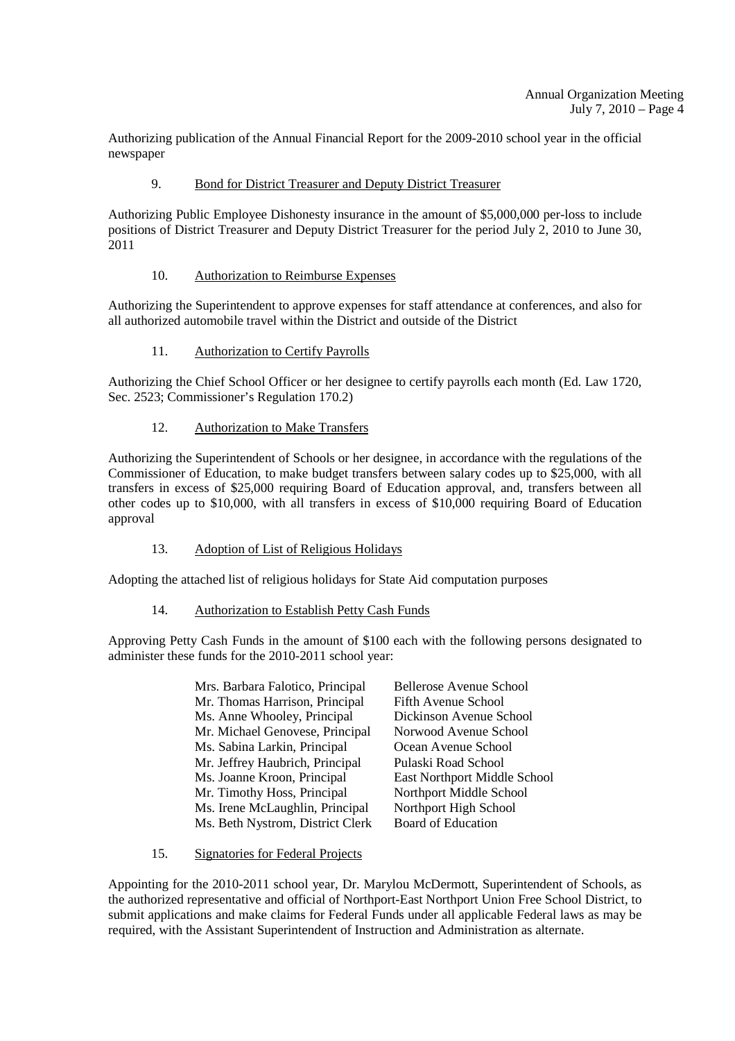Authorizing publication of the Annual Financial Report for the 2009-2010 school year in the official newspaper

9. Bond for District Treasurer and Deputy District Treasurer

Authorizing Public Employee Dishonesty insurance in the amount of $5,000,000 per-loss to include positions of District Treasurer and Deputy District Treasurer for the period July 2, 2010 to June 30, 2011

10. Authorization to Reimburse Expenses

Authorizing the Superintendent to approve expenses for staff attendance at conferences, and also for all authorized automobile travel within the District and outside of the District

11. Authorization to Certify Payrolls

Authorizing the Chief School Officer or her designee to certify payrolls each month (Ed. Law 1720, Sec. 2523; Commissioner's Regulation 170.2)

12. Authorization to Make Transfers

Authorizing the Superintendent of Schools or her designee, in accordance with the regulations of the Commissioner of Education, to make budget transfers between salary codes up to $25,000, with all transfers in excess of $25,000 requiring Board of Education approval, and, transfers between all other codes up to $10,000, with all transfers in excess of $10,000 requiring Board of Education approval

13. Adoption of List of Religious Holidays

Adopting the attached list of religious holidays for State Aid computation purposes

14. Authorization to Establish Petty Cash Funds

Approving Petty Cash Funds in the amount of $100 each with the following persons designated to administer these funds for the 2010-2011 school year:

| | |
|---|---|
| Mrs. Barbara Falotico, Principal | Bellerose Avenue School |
| Mr. Thomas Harrison, Principal | Fifth Avenue School |
| Ms. Anne Whooley, Principal | Dickinson Avenue School |
| Mr. Michael Genovese, Principal | Norwood Avenue School |
| Ms. Sabina Larkin, Principal | Ocean Avenue School |
| Mr. Jeffrey Haubrich, Principal | Pulaski Road School |
| Ms. Joanne Kroon, Principal | East Northport Middle School |
| Mr. Timothy Hoss, Principal | Northport Middle School |
| Ms. Irene McLaughlin, Principal | Northport High School |
| Ms. Beth Nystrom, District Clerk | Board of Education |

15. Signatories for Federal Projects

Appointing for the 2010-2011 school year, Dr. Marylou McDermott, Superintendent of Schools, as the authorized representative and official of Northport-East Northport Union Free School District, to submit applications and make claims for Federal Funds under all applicable Federal laws as may be required, with the Assistant Superintendent of Instruction and Administration as alternate.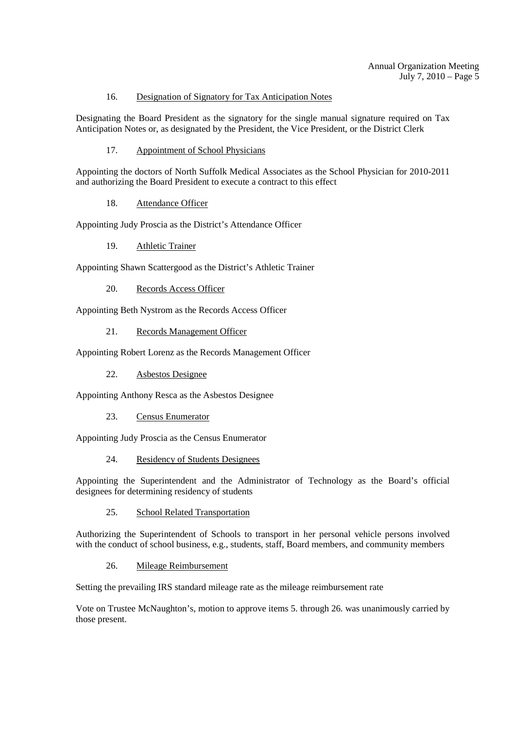16. Designation of Signatory for Tax Anticipation Notes

Designating the Board President as the signatory for the single manual signature required on Tax Anticipation Notes or, as designated by the President, the Vice President, or the District Clerk

17. Appointment of School Physicians

Appointing the doctors of North Suffolk Medical Associates as the School Physician for 2010-2011 and authorizing the Board President to execute a contract to this effect

18. Attendance Officer

Appointing Judy Proscia as the District's Attendance Officer

19. Athletic Trainer

Appointing Shawn Scattergood as the District's Athletic Trainer

20. Records Access Officer

Appointing Beth Nystrom as the Records Access Officer

21. Records Management Officer

Appointing Robert Lorenz as the Records Management Officer

22. Asbestos Designee

Appointing Anthony Resca as the Asbestos Designee

23. Census Enumerator

Appointing Judy Proscia as the Census Enumerator

24. Residency of Students Designees

Appointing the Superintendent and the Administrator of Technology as the Board's official designees for determining residency of students

25. School Related Transportation

Authorizing the Superintendent of Schools to transport in her personal vehicle persons involved with the conduct of school business, e.g., students, staff, Board members, and community members

26. Mileage Reimbursement

Setting the prevailing IRS standard mileage rate as the mileage reimbursement rate

Vote on Trustee McNaughton's, motion to approve items 5. through 26. was unanimously carried by those present.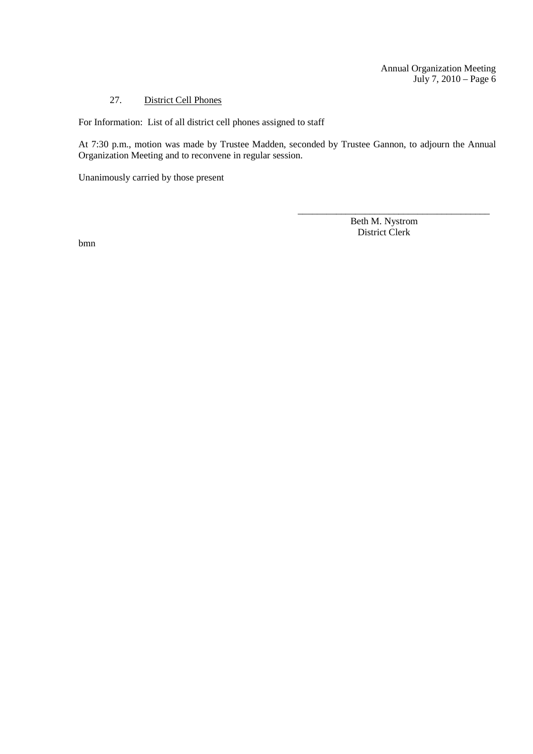27. District Cell Phones

For Information: List of all district cell phones assigned to staff

At 7:30 p.m., motion was made by Trustee Madden, seconded by Trustee Gannon, to adjourn the Annual Organization Meeting and to reconvene in regular session.

Unanimously carried by those present

\_\_\_\_\_\_\_\_\_\_\_\_\_\_\_\_\_\_\_\_\_\_\_\_\_\_\_\_\_\_\_\_\_\_\_\_\_\_\_\_

Beth M. Nystrom
District Clerk

bmn